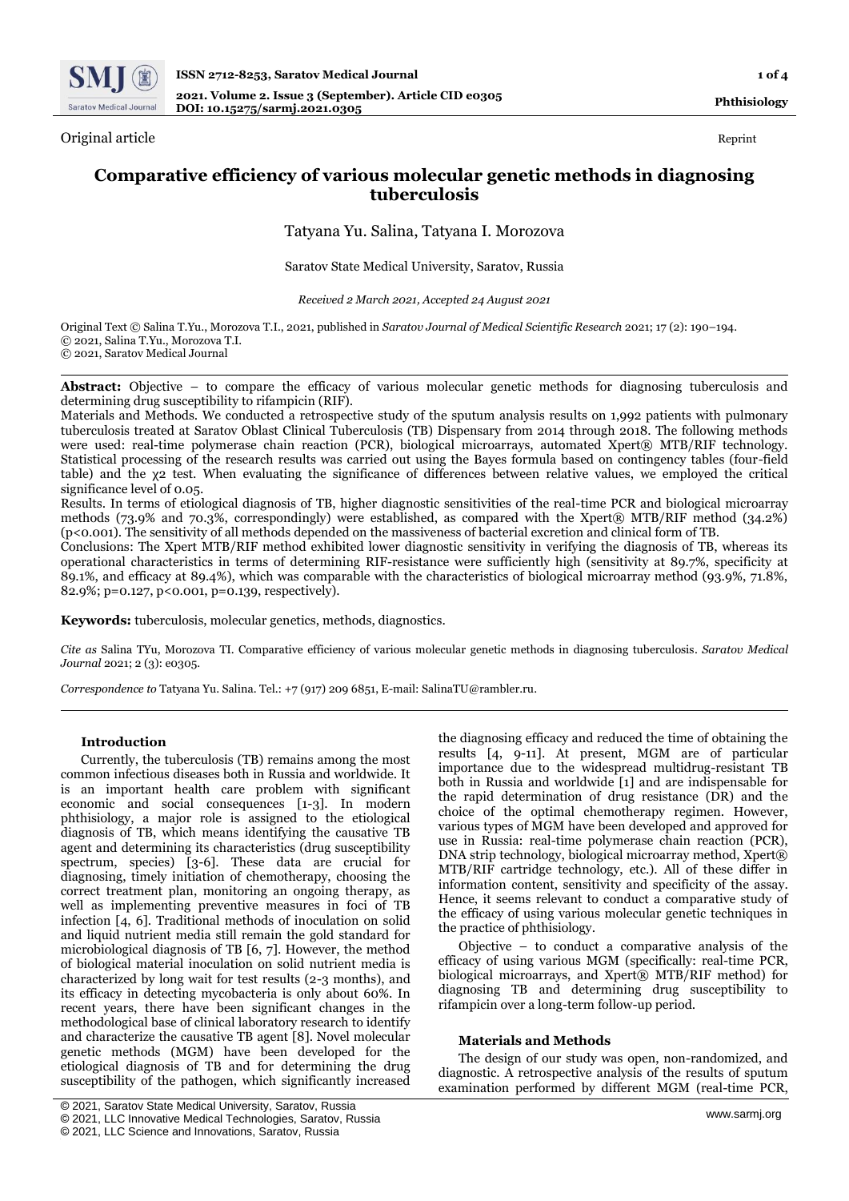Original article

Reprint

# Comparative efficiency of various molecular genetic methods in diagnosing tuberculosis

Tatyana Yu. Salina, Tatyana I. Morozova

Saratov State Medical University, Saratov, Russia

*Received 2 March 2021, Accepted 24 August 2021*

Original Text © Salina T.Yu., Morozova T.I., 2021, published in *Saratov Journal of Medical Scientific Research* 2021; 17 (2): 190–194.
© 2021, Salina T.Yu., Morozova T.I.
© 2021, Saratov Medical Journal

**Abstract:** Objective – to compare the efficacy of various molecular genetic methods for diagnosing tuberculosis and determining drug susceptibility to rifampicin (RIF).
Materials and Methods. We conducted a retrospective study of the sputum analysis results on 1,992 patients with pulmonary tuberculosis treated at Saratov Oblast Clinical Tuberculosis (TB) Dispensary from 2014 through 2018. The following methods were used: real-time polymerase chain reaction (PCR), biological microarrays, automated Xpert® MTB/RIF technology. Statistical processing of the research results was carried out using the Bayes formula based on contingency tables (four-field table) and the $\chi^2$ test. When evaluating the significance of differences between relative values, we employed the critical significance level of 0.05.
Results. In terms of etiological diagnosis of TB, higher diagnostic sensitivities of the real-time PCR and biological microarray methods (73.9% and 70.3%, correspondingly) were established, as compared with the Xpert® MTB/RIF method (34.2%) ($p<0.001$). The sensitivity of all methods depended on the massiveness of bacterial excretion and clinical form of TB.
Conclusions: The Xpert MTB/RIF method exhibited lower diagnostic sensitivity in verifying the diagnosis of TB, whereas its operational characteristics in terms of determining RIF-resistance were sufficiently high (sensitivity at 89.7%, specificity at 89.1%, and efficacy at 89.4%), which was comparable with the characteristics of biological microarray method (93.9%, 71.8%, 82.9%; $p=0.127$, $p<0.001$, $p=0.139$, respectively).

**Keywords:** tuberculosis, molecular genetics, methods, diagnostics.

*Cite as* Salina TYu, Morozova TI. Comparative efficiency of various molecular genetic methods in diagnosing tuberculosis. *Saratov Medical Journal* 2021; 2 (3): e0305.

*Correspondence to* Tatyana Yu. Salina. Tel.: +7 (917) 209 6851, E-mail: SalinaTU@rambler.ru.

## Introduction

Currently, the tuberculosis (TB) remains among the most common infectious diseases both in Russia and worldwide. It is an important health care problem with significant economic and social consequences [1-3]. In modern phthisiology, a major role is assigned to the etiological diagnosis of TB, which means identifying the causative TB agent and determining its characteristics (drug susceptibility spectrum, species) [3-6]. These data are crucial for diagnosing, timely initiation of chemotherapy, choosing the correct treatment plan, monitoring an ongoing therapy, as well as implementing preventive measures in foci of TB infection [4, 6]. Traditional methods of inoculation on solid and liquid nutrient media still remain the gold standard for microbiological diagnosis of TB [6, 7]. However, the method of biological material inoculation on solid nutrient media is characterized by long wait for test results (2-3 months), and its efficacy in detecting mycobacteria is only about 60%. In recent years, there have been significant changes in the methodological base of clinical laboratory research to identify and characterize the causative TB agent [8]. Novel molecular genetic methods (MGM) have been developed for the etiological diagnosis of TB and for determining the drug susceptibility of the pathogen, which significantly increased the diagnosing efficacy and reduced the time of obtaining the results [4, 9-11]. At present, MGM are of particular importance due to the widespread multidrug-resistant TB both in Russia and worldwide [1] and are indispensable for the rapid determination of drug resistance (DR) and the choice of the optimal chemotherapy regimen. However, various types of MGM have been developed and approved for use in Russia: real-time polymerase chain reaction (PCR), DNA strip technology, biological microarray method, Xpert® MTB/RIF cartridge technology, etc.). All of these differ in information content, sensitivity and specificity of the assay. Hence, it seems relevant to conduct a comparative study of the efficacy of using various molecular genetic techniques in the practice of phthisiology.

Objective – to conduct a comparative analysis of the efficacy of using various MGM (specifically: real-time PCR, biological microarrays, and Xpert® MTB/RIF method) for diagnosing TB and determining drug susceptibility to rifampicin over a long-term follow-up period.

## Materials and Methods

The design of our study was open, non-randomized, and diagnostic. A retrospective analysis of the results of sputum examination performed by different MGM (real-time PCR,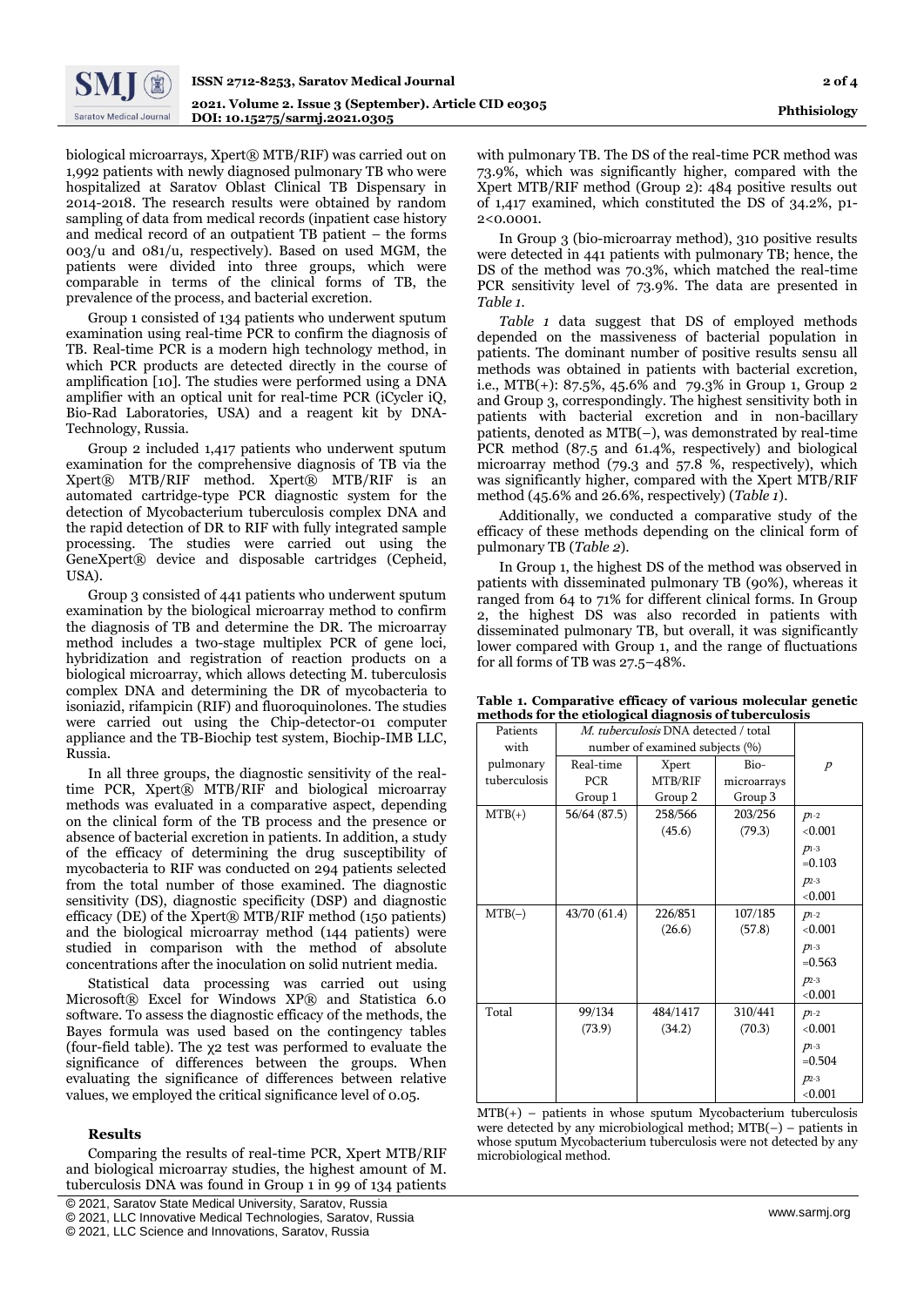biological microarrays, Xpert® MTB/RIF) was carried out on 1,992 patients with newly diagnosed pulmonary TB who were hospitalized at Saratov Oblast Clinical TB Dispensary in 2014-2018. The research results were obtained by random sampling of data from medical records (inpatient case history and medical record of an outpatient TB patient – the forms 003/u and 081/u, respectively). Based on used MGM, the patients were divided into three groups, which were comparable in terms of the clinical forms of TB, the prevalence of the process, and bacterial excretion.

Group 1 consisted of 134 patients who underwent sputum examination using real-time PCR to confirm the diagnosis of TB. Real-time PCR is a modern high technology method, in which PCR products are detected directly in the course of amplification [10]. The studies were performed using a DNA amplifier with an optical unit for real-time PCR (iCycler iQ, Bio-Rad Laboratories, USA) and a reagent kit by DNA-Technology, Russia.

Group 2 included 1,417 patients who underwent sputum examination for the comprehensive diagnosis of TB via the Xpert® MTB/RIF method. Xpert® MTB/RIF is an automated cartridge-type PCR diagnostic system for the detection of Mycobacterium tuberculosis complex DNA and the rapid detection of DR to RIF with fully integrated sample processing. The studies were carried out using the GeneXpert® device and disposable cartridges (Cepheid, USA).

Group 3 consisted of 441 patients who underwent sputum examination by the biological microarray method to confirm the diagnosis of TB and determine the DR. The microarray method includes a two-stage multiplex PCR of gene loci, hybridization and registration of reaction products on a biological microarray, which allows detecting M. tuberculosis complex DNA and determining the DR of mycobacteria to isoniazid, rifampicin (RIF) and fluoroquinolones. The studies were carried out using the Chip-detector-01 computer appliance and the TB-Biochip test system, Biochip-IMB LLC, Russia.

In all three groups, the diagnostic sensitivity of the real-time PCR, Xpert® MTB/RIF and biological microarray methods was evaluated in a comparative aspect, depending on the clinical form of the TB process and the presence or absence of bacterial excretion in patients. In addition, a study of the efficacy of determining the drug susceptibility of mycobacteria to RIF was conducted on 294 patients selected from the total number of those examined. The diagnostic sensitivity (DS), diagnostic specificity (DSP) and diagnostic efficacy (DE) of the Xpert® MTB/RIF method (150 patients) and the biological microarray method (144 patients) were studied in comparison with the method of absolute concentrations after the inoculation on solid nutrient media.

Statistical data processing was carried out using Microsoft® Excel for Windows XP® and Statistica 6.0 software. To assess the diagnostic efficacy of the methods, the Bayes formula was used based on the contingency tables (four-field table). The $\chi 2$ test was performed to evaluate the significance of differences between the groups. When evaluating the significance of differences between relative values, we employed the critical significance level of 0.05.

## Results

Comparing the results of real-time PCR, Xpert MTB/RIF and biological microarray studies, the highest amount of M. tuberculosis DNA was found in Group 1 in 99 of 134 patients with pulmonary TB. The DS of the real-time PCR method was 73.9%, which was significantly higher, compared with the Xpert MTB/RIF method (Group 2): 484 positive results out of 1,417 examined, which constituted the DS of 34.2%, $p_{1\text{-}2}<0.0001$.

In Group 3 (bio-microarray method), 310 positive results were detected in 441 patients with pulmonary TB; hence, the DS of the method was 70.3%, which matched the real-time PCR sensitivity level of 73.9%. The data are presented in *Table 1*.

*Table 1* data suggest that DS of employed methods depended on the massiveness of bacterial population in patients. The dominant number of positive results sensu all methods was obtained in patients with bacterial excretion, i.e., MTB(+): 87.5%, 45.6% and 79.3% in Group 1, Group 2 and Group 3, correspondingly. The highest sensitivity both in patients with bacterial excretion and in non-bacillary patients, denoted as MTB(–), was demonstrated by real-time PCR method (87.5 and 61.4%, respectively) and biological microarray method (79.3 and 57.8 %, respectively), which was significantly higher, compared with the Xpert MTB/RIF method (45.6% and 26.6%, respectively) (*Table 1*).

Additionally, we conducted a comparative study of the efficacy of these methods depending on the clinical form of pulmonary TB (*Table 2*).

In Group 1, the highest DS of the method was observed in patients with disseminated pulmonary TB (90%), whereas it ranged from 64 to 71% for different clinical forms. In Group 2, the highest DS was also recorded in patients with disseminated pulmonary TB, but overall, it was significantly lower compared with Group 1, and the range of fluctuations for all forms of TB was 27.5–48%.

**Table 1. Comparative efficacy of various molecular genetic methods for the etiological diagnosis of tuberculosis**

| Patients with pulmonary tuberculosis | *M. tuberculosis* DNA detected / total number of examined subjects (%) | | | $p$ |
|---|---|---|---|---|
| | Real-time PCR Group 1 | Xpert MTB/RIF Group 2 | Bio-microarrays Group 3 | |
| MTB(+) | 56/64 (87.5) | 258/566 (45.6) | 203/256 (79.3) | $p_{1\text{-}2}<0.001$; $p_{1\text{-}3}=0.103$; $p_{2\text{-}3}<0.001$ |
| MTB(–) | 43/70 (61.4) | 226/851 (26.6) | 107/185 (57.8) | $p_{1\text{-}2}<0.001$; $p_{1\text{-}3}=0.563$; $p_{2\text{-}3}<0.001$ |
| Total | 99/134 (73.9) | 484/1417 (34.2) | 310/441 (70.3) | $p_{1\text{-}2}<0.001$; $p_{1\text{-}3}=0.504$; $p_{2\text{-}3}<0.001$ |

MTB(+) – patients in whose sputum Mycobacterium tuberculosis were detected by any microbiological method; MTB(–) – patients in whose sputum Mycobacterium tuberculosis were not detected by any microbiological method.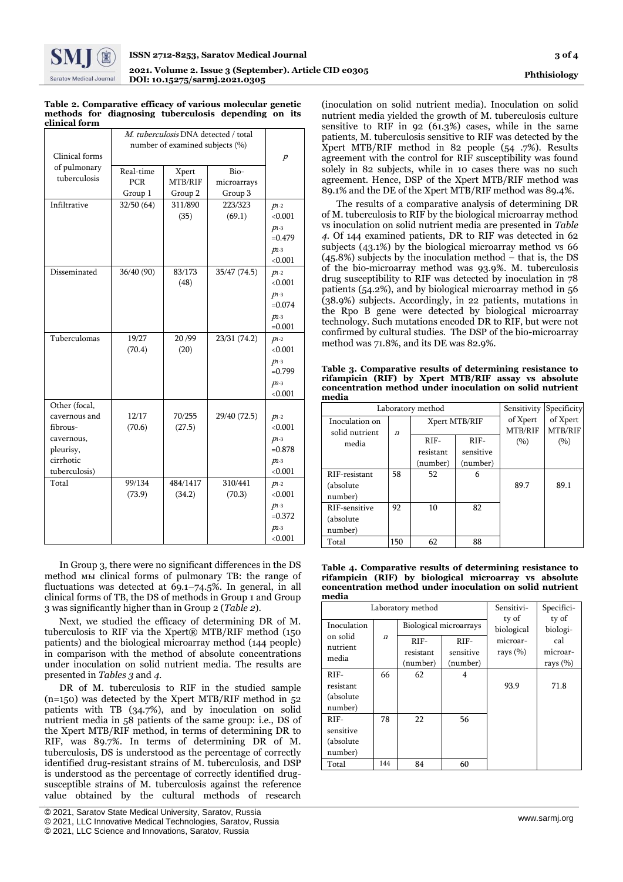**Table 2. Comparative efficacy of various molecular genetic methods for diagnosing tuberculosis depending on its clinical form**

| Clinical forms of pulmonary tuberculosis | *M. tuberculosis* DNA detected / total number of examined subjects (%) | | | $p$ |
|---|---|---|---|---|
| | Real-time PCR Group 1 | Xpert MTB/RIF Group 2 | Bio-microarrays Group 3 | |
| Infiltrative | 32/50 (64) | 311/890 (35) | 223/323 (69.1) | $p_{1\text{-}2}$ <0.001 $p_{1\text{-}3}$ =0.479 $p_{2\text{-}3}$ <0.001 |
| Disseminated | 36/40 (90) | 83/173 (48) | 35/47 (74.5) | $p_{1\text{-}2}$ <0.001 $p_{1\text{-}3}$ =0.074 $p_{2\text{-}3}$ =0.001 |
| Tuberculomas | 19/27 (70.4) | 20 /99 (20) | 23/31 (74.2) | $p_{1\text{-}2}$ <0.001 $p_{1\text{-}3}$ =0.799 $p_{2\text{-}3}$ <0.001 |
| Other (focal, cavernous and fibrous-cavernous, pleurisy, cirrhotic tuberculosis) | 12/17 (70.6) | 70/255 (27.5) | 29/40 (72.5) | $p_{1\text{-}2}$ <0.001 $p_{1\text{-}3}$ =0.878 $p_{2\text{-}3}$ <0.001 |
| Total | 99/134 (73.9) | 484/1417 (34.2) | 310/441 (70.3) | $p_{1\text{-}2}$ <0.001 $p_{1\text{-}3}$ =0.372 $p_{2\text{-}3}$ <0.001 |

In Group 3, there were no significant differences in the DS method мы clinical forms of pulmonary TB: the range of fluctuations was detected at 69.1–74.5%. In general, in all clinical forms of TB, the DS of methods in Group 1 and Group 3 was significantly higher than in Group 2 (*Table 2*).

Next, we studied the efficacy of determining DR of M. tuberculosis to RIF via the Xpert® MTB/RIF method (150 patients) and the biological microarray method (144 people) in comparison with the method of absolute concentrations under inoculation on solid nutrient media. The results are presented in *Tables 3* and *4*.

DR of M. tuberculosis to RIF in the studied sample (n=150) was detected by the Xpert MTB/RIF method in 52 patients with TB (34.7%), and by inoculation on solid nutrient media in 58 patients of the same group: i.e., DS of the Xpert MTB/RIF method, in terms of determining DR to RIF, was 89.7%. In terms of determining DR of M. tuberculosis, DS is understood as the percentage of correctly identified drug-resistant strains of M. tuberculosis, and DSP is understood as the percentage of correctly identified drug-susceptible strains of M. tuberculosis against the reference value obtained by the cultural methods of research (inoculation on solid nutrient media). Inoculation on solid nutrient media yielded the growth of M. tuberculosis culture sensitive to RIF in 92 (61.3%) cases, while in the same patients, M. tuberculosis sensitive to RIF was detected by the Xpert MTB/RIF method in 82 people (54 .7%). Results agreement with the control for RIF susceptibility was found solely in 82 subjects, while in 10 cases there was no such agreement. Hence, DSP of the Xpert MTB/RIF method was 89.1% and the DE of the Xpert MTB/RIF method was 89.4%.

The results of a comparative analysis of determining DR of M. tuberculosis to RIF by the biological microarray method vs inoculation on solid nutrient media are presented in *Table 4*. Of 144 examined patients, DR to RIF was detected in 62 subjects (43.1%) by the biological microarray method vs 66 (45.8%) subjects by the inoculation method – that is, the DS of the bio-microarray method was 93.9%. M. tuberculosis drug susceptibility to RIF was detected by inoculation in 78 patients (54.2%), and by biological microarray method in 56 (38.9%) subjects. Accordingly, in 22 patients, mutations in the Rpo B gene were detected by biological microarray technology. Such mutations encoded DR to RIF, but were not confirmed by cultural studies. The DSP of the bio-microarray method was 71.8%, and its DE was 82.9%.

**Table 3. Comparative results of determining resistance to rifampicin (RIF) by Xpert MTB/RIF assay vs absolute concentration method under inoculation on solid nutrient media**

| Laboratory method | | | | Sensitivity of Xpert MTB/RIF (%) | Specificity of Xpert MTB/RIF (%) |
|---|---|---|---|---|---|
| Inoculation on solid nutrient media | $n$ | Xpert MTB/RIF | | | |
| | | RIF-resistant (number) | RIF-sensitive (number) | | |
| RIF-resistant (absolute number) | 58 | 52 | 6 | 89.7 | 89.1 |
| RIF-sensitive (absolute number) | 92 | 10 | 82 | | |
| Total | 150 | 62 | 88 | | |

**Table 4. Comparative results of determining resistance to rifampicin (RIF) by biological microarray vs absolute concentration method under inoculation on solid nutrient media**

| Laboratory method | | | | Sensitivity of biological microarrays (%) | Specificity of biological microarrays (%) |
|---|---|---|---|---|---|
| Inoculation on solid nutrient media | $n$ | Biological microarrays | | | |
| | | RIF-resistant (number) | RIF-sensitive (number) | | |
| RIF-resistant (absolute number) | 66 | 62 | 4 | 93.9 | 71.8 |
| RIF-sensitive (absolute number) | 78 | 22 | 56 | | |
| Total | 144 | 84 | 60 | | |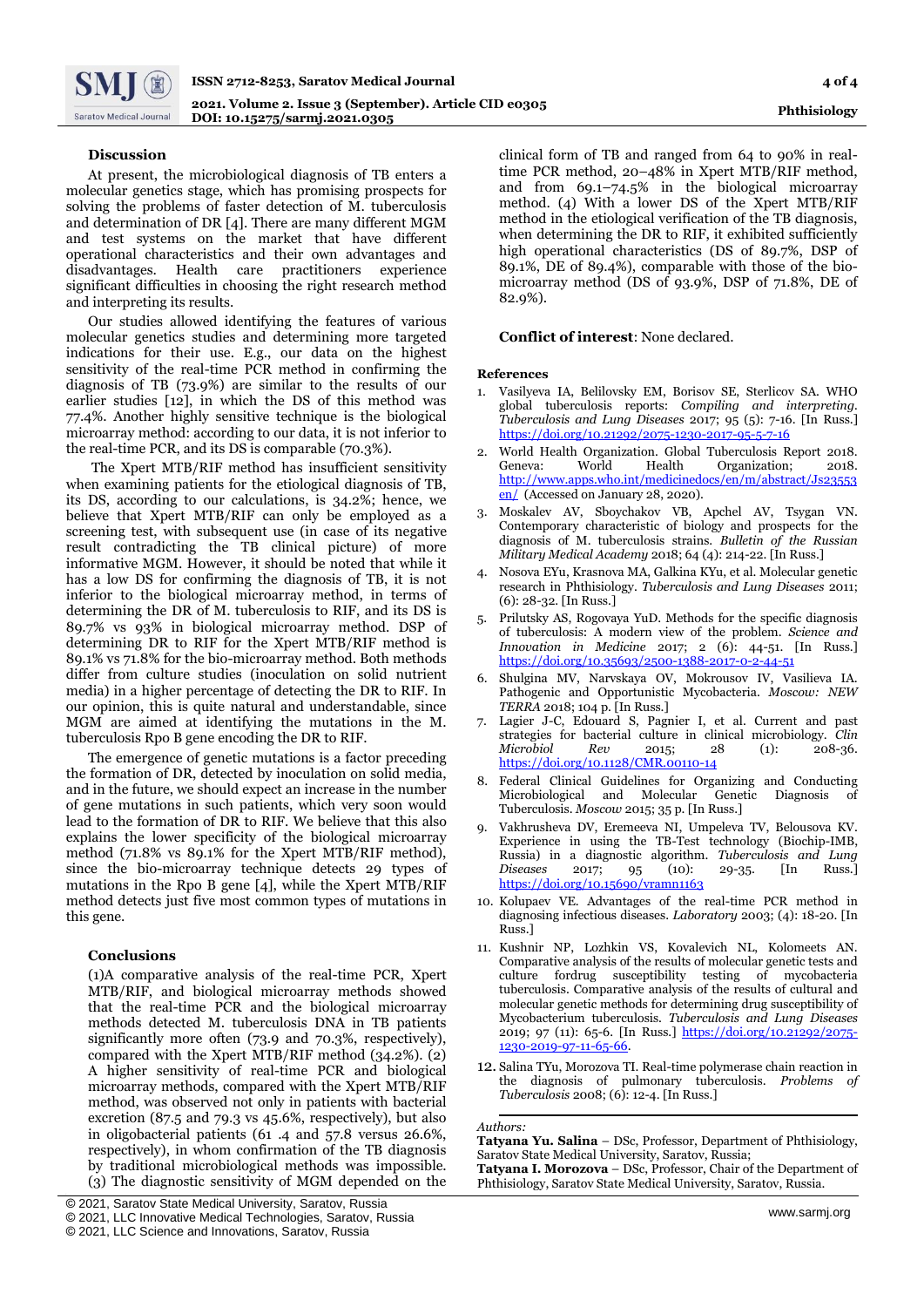## Discussion

At present, the microbiological diagnosis of TB enters a molecular genetics stage, which has promising prospects for solving the problems of faster detection of M. tuberculosis and determination of DR [4]. There are many different MGM and test systems on the market that have different operational characteristics and their own advantages and disadvantages. Health care practitioners experience significant difficulties in choosing the right research method and interpreting its results.

Our studies allowed identifying the features of various molecular genetics studies and determining more targeted indications for their use. E.g., our data on the highest sensitivity of the real-time PCR method in confirming the diagnosis of TB (73.9%) are similar to the results of our earlier studies [12], in which the DS of this method was 77.4%. Another highly sensitive technique is the biological microarray method: according to our data, it is not inferior to the real-time PCR, and its DS is comparable (70.3%).

The Xpert MTB/RIF method has insufficient sensitivity when examining patients for the etiological diagnosis of TB, its DS, according to our calculations, is 34.2%; hence, we believe that Xpert MTB/RIF can only be employed as a screening test, with subsequent use (in case of its negative result contradicting the TB clinical picture) of more informative MGM. However, it should be noted that while it has a low DS for confirming the diagnosis of TB, it is not inferior to the biological microarray method, in terms of determining the DR of M. tuberculosis to RIF, and its DS is 89.7% vs 93% in biological microarray method. DSP of determining DR to RIF for the Xpert MTB/RIF method is 89.1% vs 71.8% for the bio-microarray method. Both methods differ from culture studies (inoculation on solid nutrient media) in a higher percentage of detecting the DR to RIF. In our opinion, this is quite natural and understandable, since MGM are aimed at identifying the mutations in the M. tuberculosis Rpo B gene encoding the DR to RIF.

The emergence of genetic mutations is a factor preceding the formation of DR, detected by inoculation on solid media, and in the future, we should expect an increase in the number of gene mutations in such patients, which very soon would lead to the formation of DR to RIF. We believe that this also explains the lower specificity of the biological microarray method (71.8% vs 89.1% for the Xpert MTB/RIF method), since the bio-microarray technique detects 29 types of mutations in the Rpo B gene [4], while the Xpert MTB/RIF method detects just five most common types of mutations in this gene.

## Conclusions

(1)A comparative analysis of the real-time PCR, Xpert MTB/RIF, and biological microarray methods showed that the real-time PCR and the biological microarray methods detected M. tuberculosis DNA in TB patients significantly more often (73.9 and 70.3%, respectively), compared with the Xpert MTB/RIF method (34.2%). (2) A higher sensitivity of real-time PCR and biological microarray methods, compared with the Xpert MTB/RIF method, was observed not only in patients with bacterial excretion (87.5 and 79.3 vs 45.6%, respectively), but also in oligobacterial patients (61 .4 and 57.8 versus 26.6%, respectively), in whom confirmation of the TB diagnosis by traditional microbiological methods was impossible. (3) The diagnostic sensitivity of MGM depended on the clinical form of TB and ranged from 64 to 90% in real-time PCR method, 20–48% in Xpert MTB/RIF method, and from 69.1–74.5% in the biological microarray method. (4) With a lower DS of the Xpert MTB/RIF method in the etiological verification of the TB diagnosis, when determining the DR to RIF, it exhibited sufficiently high operational characteristics (DS of 89.7%, DSP of 89.1%, DE of 89.4%), comparable with those of the bio-microarray method (DS of 93.9%, DSP of 71.8%, DE of 82.9%).

**Conflict of interest**: None declared.

## References

1. Vasilyeva IA, Belilovsky EM, Borisov SE, Sterlicov SA. WHO global tuberculosis reports: *Compiling and interpreting*. *Tuberculosis and Lung Diseases* 2017; 95 (5): 7-16. [In Russ.] https://doi.org/10.21292/2075-1230-2017-95-5-7-16
2. World Health Organization. Global Tuberculosis Report 2018. Geneva: World Health Organization; 2018. http://www.apps.who.int/medicinedocs/en/m/abstract/Js23553en/ (Accessed on January 28, 2020).
3. Moskalev AV, Sboychakov VB, Apchel AV, Tsygan VN. Contemporary characteristic of biology and prospects for the diagnosis of M. tuberculosis strains. *Bulletin of the Russian Military Medical Academy* 2018; 64 (4): 214-22. [In Russ.]
4. Nosova EYu, Krasnova MA, Galkina KYu, et al. Molecular genetic research in Phthisiology. *Tuberculosis and Lung Diseases* 2011; (6): 28-32. [In Russ.]
5. Prilutsky AS, Rogovaya YuD. Methods for the specific diagnosis of tuberculosis: A modern view of the problem. *Science and Innovation in Medicine* 2017; 2 (6): 44-51. [In Russ.] https://doi.org/10.35693/2500-1388-2017-0-2-44-51
6. Shulgina MV, Narvskaya OV, Mokrousov IV, Vasilieva IA. Pathogenic and Opportunistic Mycobacteria. *Moscow: NEW TERRA* 2018; 104 p. [In Russ.]
7. Lagier J-C, Edouard S, Pagnier I, et al. Current and past strategies for bacterial culture in clinical microbiology. *Clin Microbiol Rev* 2015; 28 (1): 208-36. https://doi.org/10.1128/CMR.00110-14
8. Federal Clinical Guidelines for Organizing and Conducting Microbiological and Molecular Genetic Diagnosis of Tuberculosis. *Moscow* 2015; 35 p. [In Russ.]
9. Vakhrusheva DV, Eremeeva NI, Umpeleva TV, Belousova KV. Experience in using the TB-Test technology (Biochip-IMB, Russia) in a diagnostic algorithm. *Tuberculosis and Lung Diseases* 2017; 95 (10): 29-35. [In Russ.] https://doi.org/10.15690/vramn1163
10. Kolupaev VE. Advantages of the real-time PCR method in diagnosing infectious diseases. *Laboratory* 2003; (4): 18-20. [In Russ.]
11. Kushnir NP, Lozhkin VS, Kovalevich NL, Kolomeets AN. Comparative analysis of the results of molecular genetic tests and culture fordrug susceptibility testing of mycobacteria tuberculosis. Comparative analysis of the results of cultural and molecular genetic methods for determining drug susceptibility of Mycobacterium tuberculosis. *Tuberculosis and Lung Diseases* 2019; 97 (11): 65-6. [In Russ.] https://doi.org/10.21292/2075-1230-2019-97-11-65-66.
12. Salina TYu, Morozova TI. Real-time polymerase chain reaction in the diagnosis of pulmonary tuberculosis. *Problems of Tuberculosis* 2008; (6): 12-4. [In Russ.]

*Authors:*

**Tatyana Yu. Salina** – DSc, Professor, Department of Phthisiology, Saratov State Medical University, Saratov, Russia;

**Tatyana I. Morozova** – DSc, Professor, Chair of the Department of Phthisiology, Saratov State Medical University, Saratov, Russia.

© 2021, Saratov State Medical University, Saratov, Russia
© 2021, LLC Innovative Medical Technologies, Saratov, Russia
© 2021, LLC Science and Innovations, Saratov, Russia